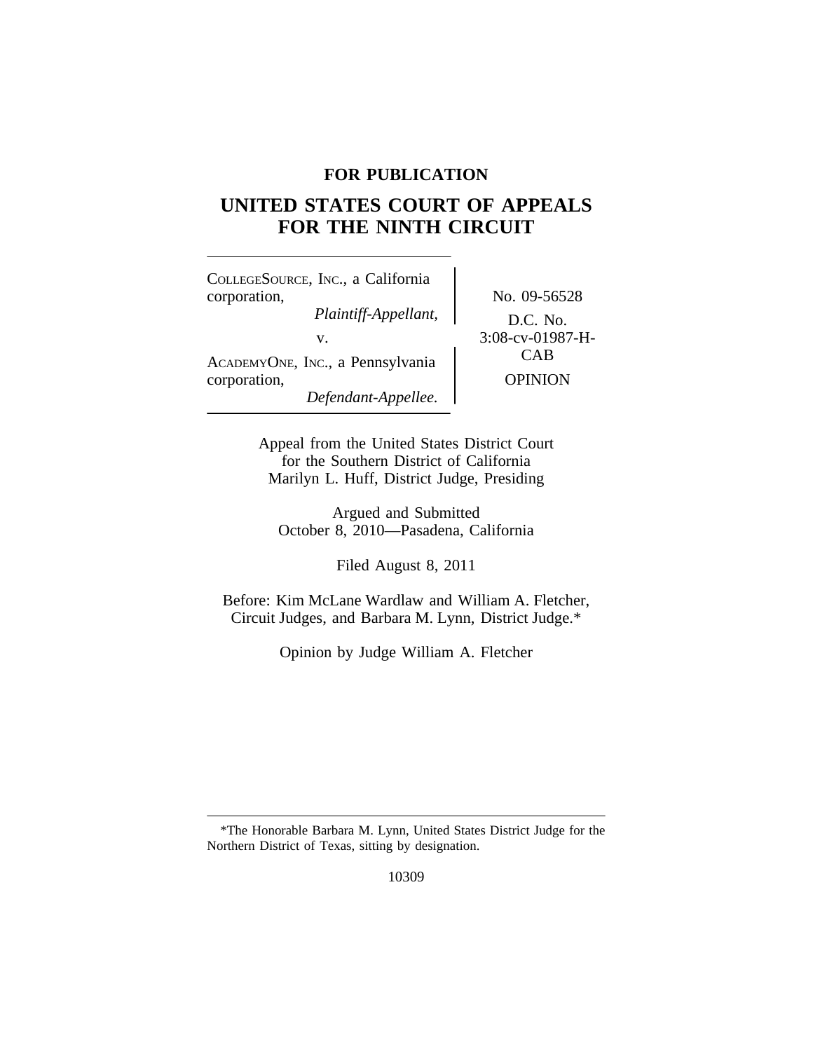**FOR PUBLICATION**

# UNITED STATES COURT OF APPEALS FOR THE NINTH CIRCUIT

| | |
|---|---|
| COLLEGESOURCE, INC., a California corporation, *Plaintiff-Appellant,* v. ACADEMYONE, INC., a Pennsylvania corporation, *Defendant-Appellee.* | No. 09-56528 D.C. No. 3:08-cv-01987-H-CAB OPINION |

Appeal from the United States District Court
for the Southern District of California
Marilyn L. Huff, District Judge, Presiding

Argued and Submitted
October 8, 2010—Pasadena, California

Filed August 8, 2011

Before: Kim McLane Wardlaw and William A. Fletcher, Circuit Judges, and Barbara M. Lynn, District Judge.*

Opinion by Judge William A. Fletcher

---

*The Honorable Barbara M. Lynn, United States District Judge for the Northern District of Texas, sitting by designation.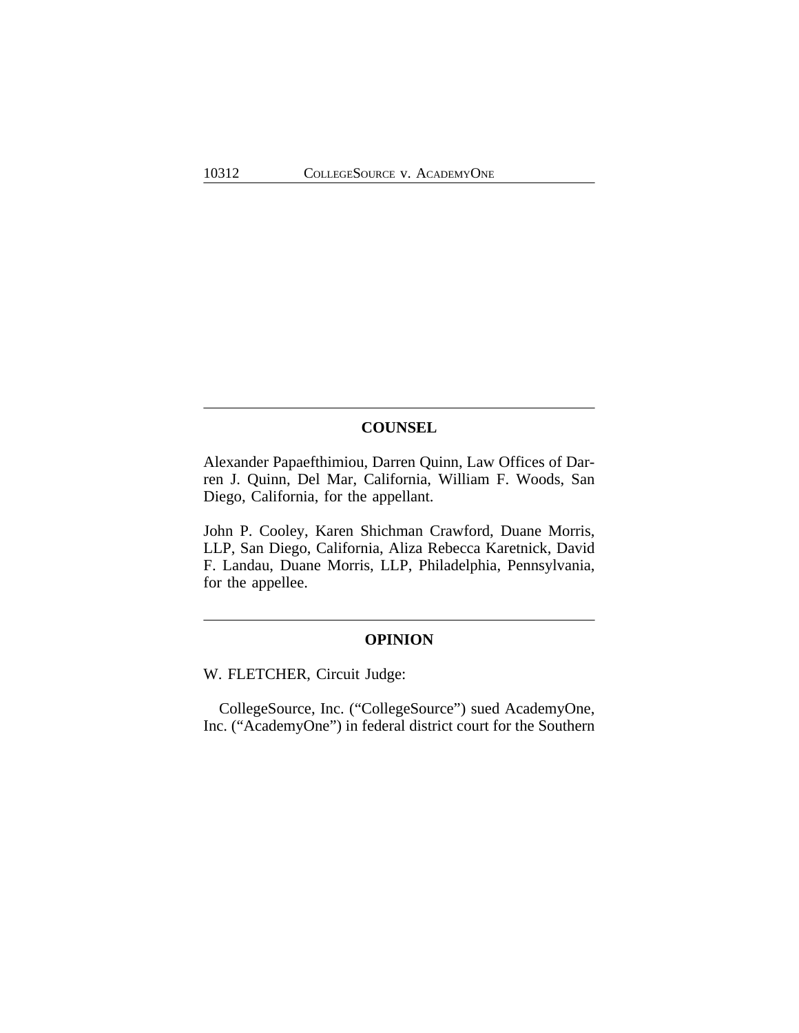## COUNSEL

Alexander Papaefthimiou, Darren Quinn, Law Offices of Darren J. Quinn, Del Mar, California, William F. Woods, San Diego, California, for the appellant.

John P. Cooley, Karen Shichman Crawford, Duane Morris, LLP, San Diego, California, Aliza Rebecca Karetnick, David F. Landau, Duane Morris, LLP, Philadelphia, Pennsylvania, for the appellee.

## OPINION

W. FLETCHER, Circuit Judge:

CollegeSource, Inc. ("CollegeSource") sued AcademyOne, Inc. ("AcademyOne") in federal district court for the Southern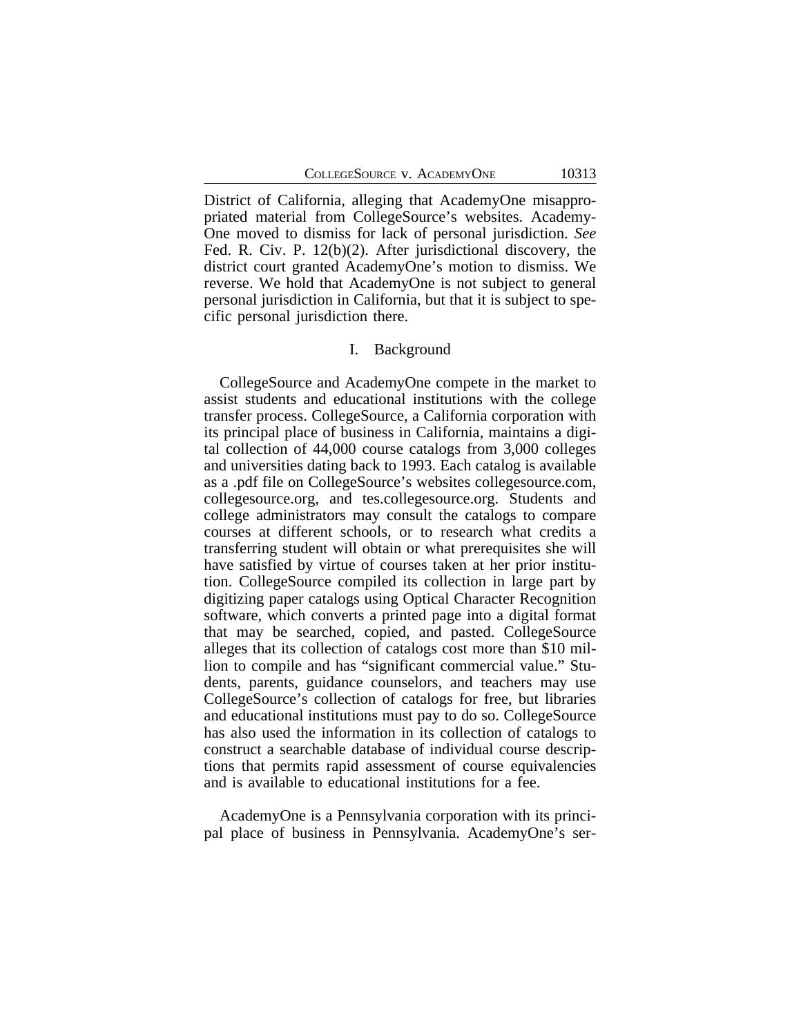District of California, alleging that AcademyOne misappropriated material from CollegeSource's websites. AcademyOne moved to dismiss for lack of personal jurisdiction. *See* Fed. R. Civ. P. 12(b)(2). After jurisdictional discovery, the district court granted AcademyOne's motion to dismiss. We reverse. We hold that AcademyOne is not subject to general personal jurisdiction in California, but that it is subject to specific personal jurisdiction there.

## I. Background

CollegeSource and AcademyOne compete in the market to assist students and educational institutions with the college transfer process. CollegeSource, a California corporation with its principal place of business in California, maintains a digital collection of 44,000 course catalogs from 3,000 colleges and universities dating back to 1993. Each catalog is available as a .pdf file on CollegeSource's websites collegesource.com, collegesource.org, and tes.collegesource.org. Students and college administrators may consult the catalogs to compare courses at different schools, or to research what credits a transferring student will obtain or what prerequisites she will have satisfied by virtue of courses taken at her prior institution. CollegeSource compiled its collection in large part by digitizing paper catalogs using Optical Character Recognition software, which converts a printed page into a digital format that may be searched, copied, and pasted. CollegeSource alleges that its collection of catalogs cost more than $10 million to compile and has "significant commercial value." Students, parents, guidance counselors, and teachers may use CollegeSource's collection of catalogs for free, but libraries and educational institutions must pay to do so. CollegeSource has also used the information in its collection of catalogs to construct a searchable database of individual course descriptions that permits rapid assessment of course equivalencies and is available to educational institutions for a fee.

AcademyOne is a Pennsylvania corporation with its principal place of business in Pennsylvania. AcademyOne's ser-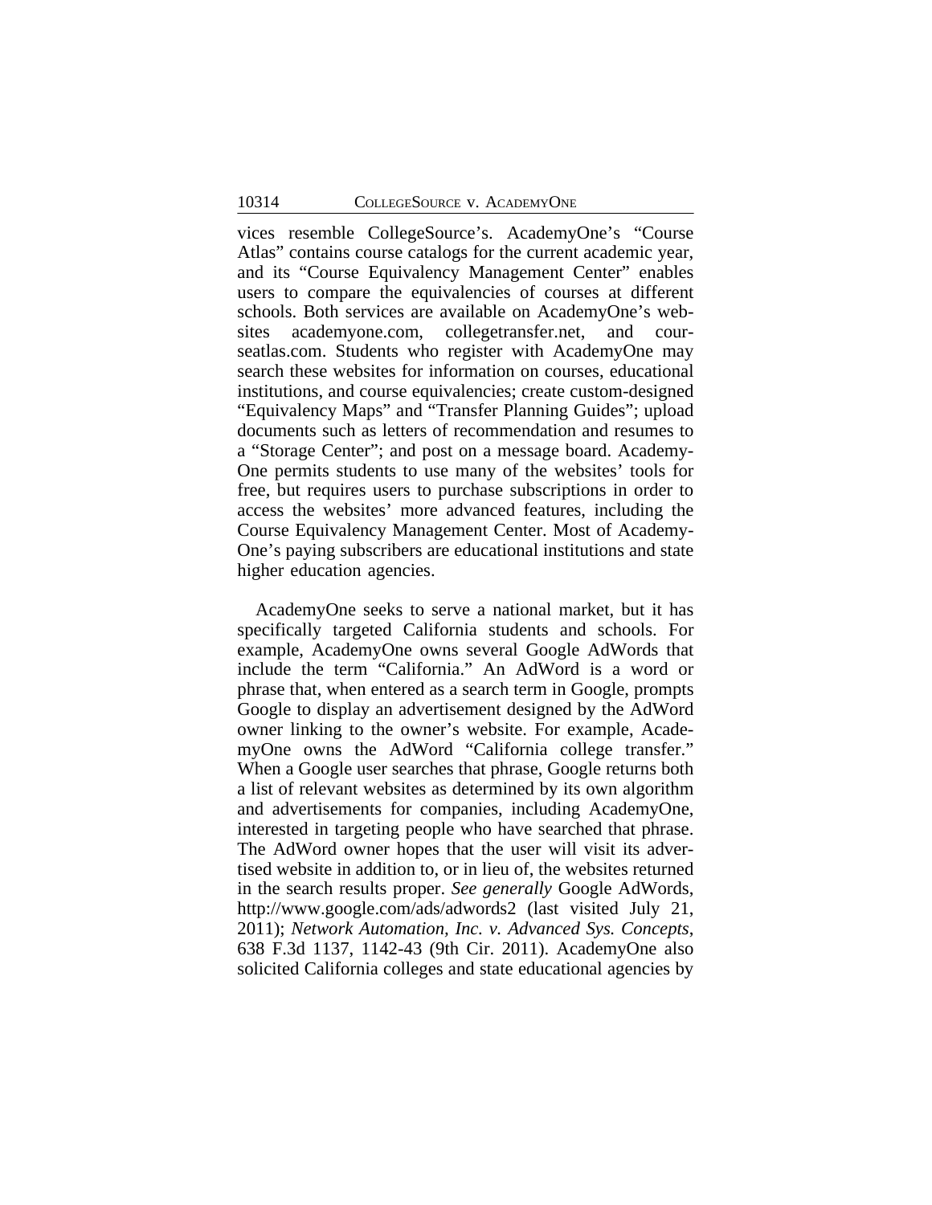vices resemble CollegeSource's. AcademyOne's "Course Atlas" contains course catalogs for the current academic year, and its "Course Equivalency Management Center" enables users to compare the equivalencies of courses at different schools. Both services are available on AcademyOne's websites academyone.com, collegetransfer.net, and courseatlas.com. Students who register with AcademyOne may search these websites for information on courses, educational institutions, and course equivalencies; create custom-designed "Equivalency Maps" and "Transfer Planning Guides"; upload documents such as letters of recommendation and resumes to a "Storage Center"; and post on a message board. AcademyOne permits students to use many of the websites' tools for free, but requires users to purchase subscriptions in order to access the websites' more advanced features, including the Course Equivalency Management Center. Most of AcademyOne's paying subscribers are educational institutions and state higher education agencies.

AcademyOne seeks to serve a national market, but it has specifically targeted California students and schools. For example, AcademyOne owns several Google AdWords that include the term "California." An AdWord is a word or phrase that, when entered as a search term in Google, prompts Google to display an advertisement designed by the AdWord owner linking to the owner's website. For example, AcademyOne owns the AdWord "California college transfer." When a Google user searches that phrase, Google returns both a list of relevant websites as determined by its own algorithm and advertisements for companies, including AcademyOne, interested in targeting people who have searched that phrase. The AdWord owner hopes that the user will visit its advertised website in addition to, or in lieu of, the websites returned in the search results proper. *See generally* Google AdWords, http://www.google.com/ads/adwords2 (last visited July 21, 2011); *Network Automation, Inc. v. Advanced Sys. Concepts*, 638 F.3d 1137, 1142-43 (9th Cir. 2011). AcademyOne also solicited California colleges and state educational agencies by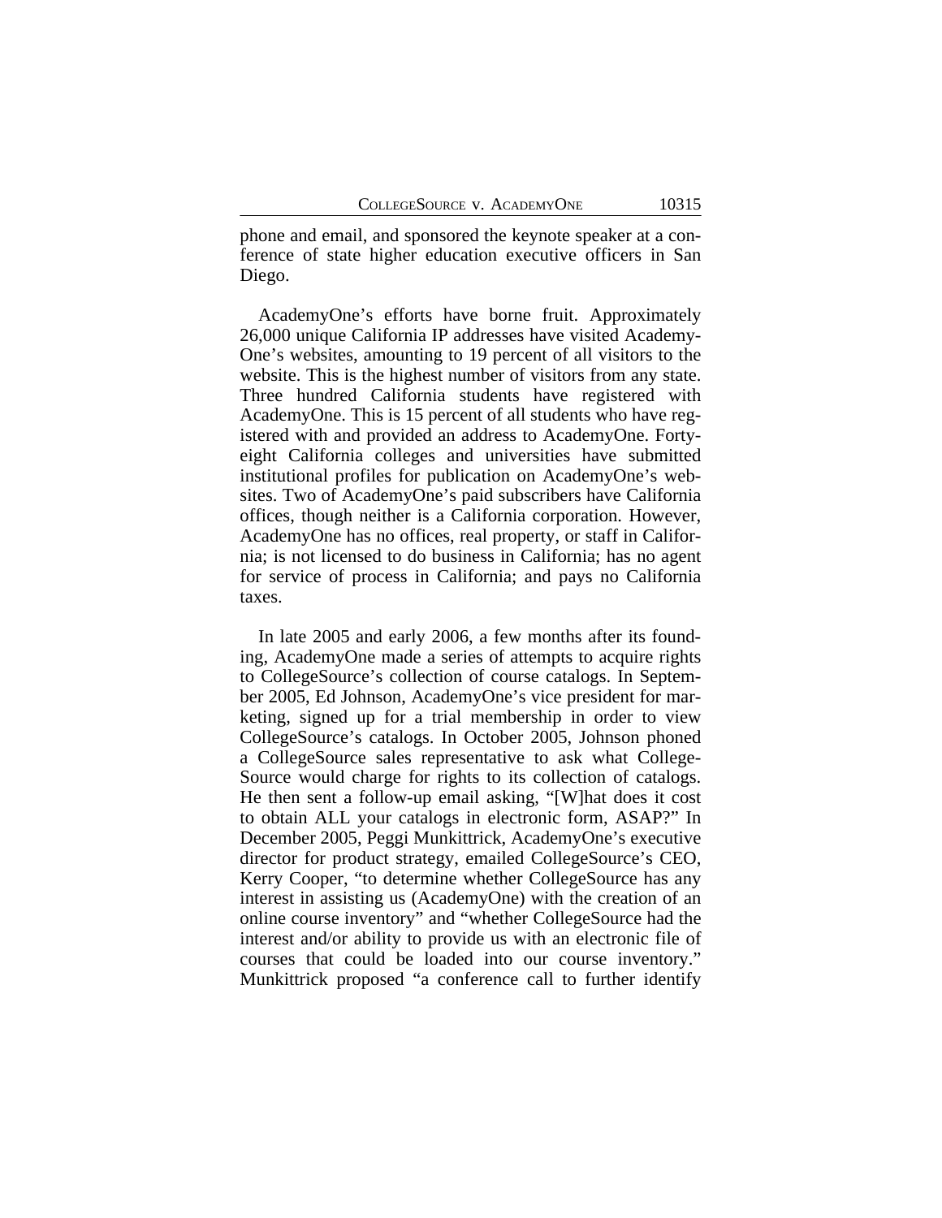phone and email, and sponsored the keynote speaker at a conference of state higher education executive officers in San Diego.

AcademyOne's efforts have borne fruit. Approximately 26,000 unique California IP addresses have visited AcademyOne's websites, amounting to 19 percent of all visitors to the website. This is the highest number of visitors from any state. Three hundred California students have registered with AcademyOne. This is 15 percent of all students who have registered with and provided an address to AcademyOne. Forty-eight California colleges and universities have submitted institutional profiles for publication on AcademyOne's websites. Two of AcademyOne's paid subscribers have California offices, though neither is a California corporation. However, AcademyOne has no offices, real property, or staff in California; is not licensed to do business in California; has no agent for service of process in California; and pays no California taxes.

In late 2005 and early 2006, a few months after its founding, AcademyOne made a series of attempts to acquire rights to CollegeSource's collection of course catalogs. In September 2005, Ed Johnson, AcademyOne's vice president for marketing, signed up for a trial membership in order to view CollegeSource's catalogs. In October 2005, Johnson phoned a CollegeSource sales representative to ask what CollegeSource would charge for rights to its collection of catalogs. He then sent a follow-up email asking, "[W]hat does it cost to obtain ALL your catalogs in electronic form, ASAP?" In December 2005, Peggi Munkittrick, AcademyOne's executive director for product strategy, emailed CollegeSource's CEO, Kerry Cooper, "to determine whether CollegeSource has any interest in assisting us (AcademyOne) with the creation of an online course inventory" and "whether CollegeSource had the interest and/or ability to provide us with an electronic file of courses that could be loaded into our course inventory." Munkittrick proposed "a conference call to further identify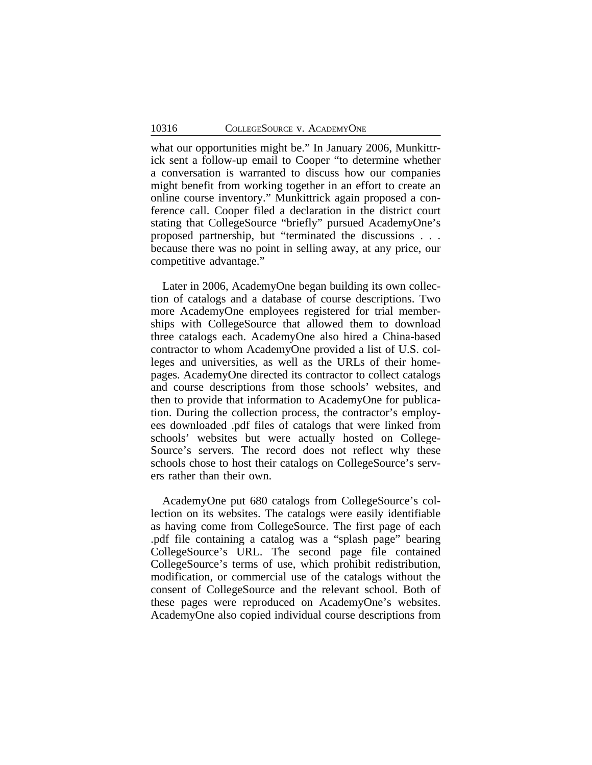what our opportunities might be." In January 2006, Munkittrick sent a follow-up email to Cooper "to determine whether a conversation is warranted to discuss how our companies might benefit from working together in an effort to create an online course inventory." Munkittrick again proposed a conference call. Cooper filed a declaration in the district court stating that CollegeSource "briefly" pursued AcademyOne's proposed partnership, but "terminated the discussions . . . because there was no point in selling away, at any price, our competitive advantage."

Later in 2006, AcademyOne began building its own collection of catalogs and a database of course descriptions. Two more AcademyOne employees registered for trial memberships with CollegeSource that allowed them to download three catalogs each. AcademyOne also hired a China-based contractor to whom AcademyOne provided a list of U.S. colleges and universities, as well as the URLs of their homepages. AcademyOne directed its contractor to collect catalogs and course descriptions from those schools' websites, and then to provide that information to AcademyOne for publication. During the collection process, the contractor's employees downloaded .pdf files of catalogs that were linked from schools' websites but were actually hosted on CollegeSource's servers. The record does not reflect why these schools chose to host their catalogs on CollegeSource's servers rather than their own.

AcademyOne put 680 catalogs from CollegeSource's collection on its websites. The catalogs were easily identifiable as having come from CollegeSource. The first page of each .pdf file containing a catalog was a "splash page" bearing CollegeSource's URL. The second page file contained CollegeSource's terms of use, which prohibit redistribution, modification, or commercial use of the catalogs without the consent of CollegeSource and the relevant school. Both of these pages were reproduced on AcademyOne's websites. AcademyOne also copied individual course descriptions from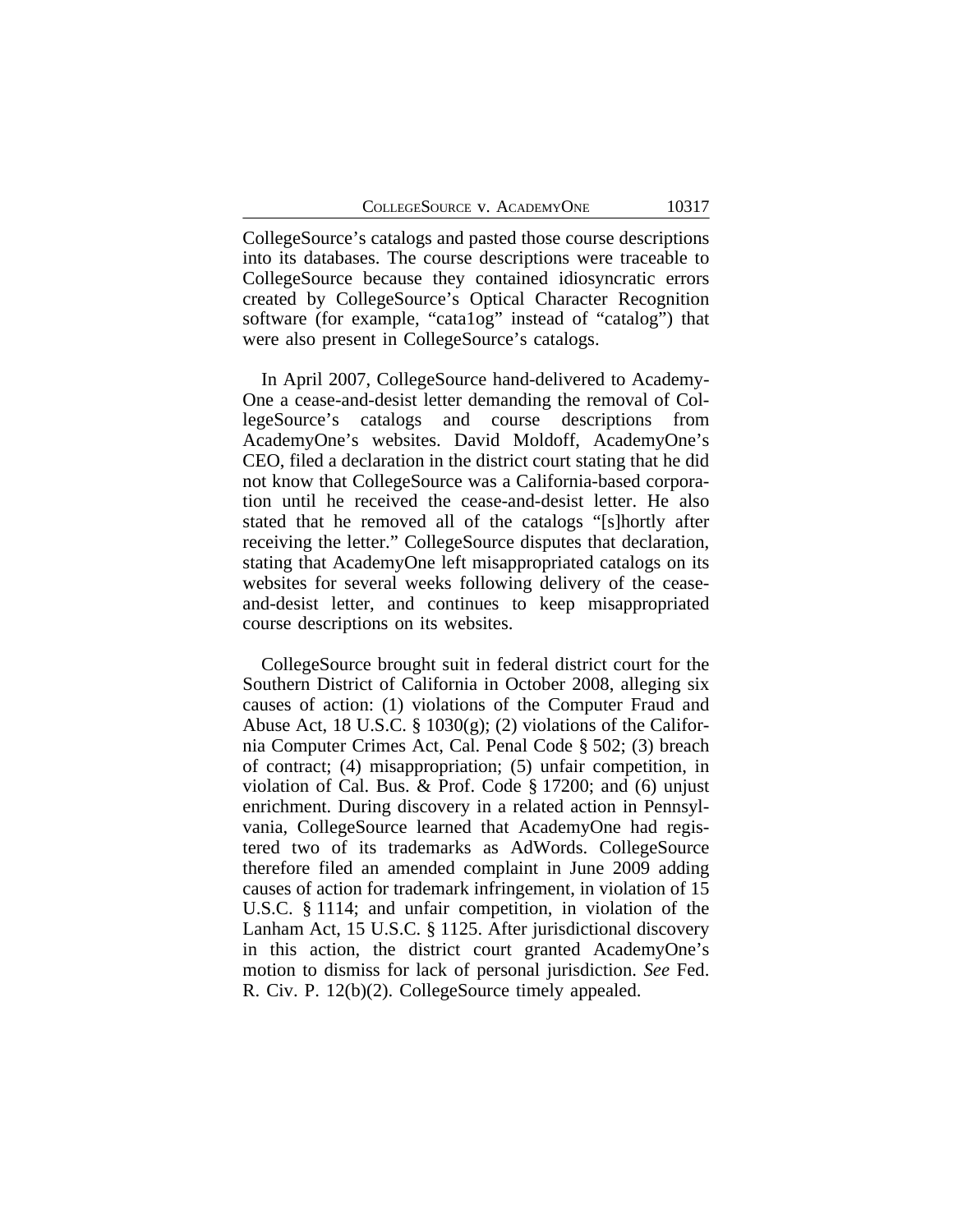CollegeSource's catalogs and pasted those course descriptions into its databases. The course descriptions were traceable to CollegeSource because they contained idiosyncratic errors created by CollegeSource's Optical Character Recognition software (for example, "cata1og" instead of "catalog") that were also present in CollegeSource's catalogs.

In April 2007, CollegeSource hand-delivered to AcademyOne a cease-and-desist letter demanding the removal of CollegeSource's catalogs and course descriptions from AcademyOne's websites. David Moldoff, AcademyOne's CEO, filed a declaration in the district court stating that he did not know that CollegeSource was a California-based corporation until he received the cease-and-desist letter. He also stated that he removed all of the catalogs "[s]hortly after receiving the letter." CollegeSource disputes that declaration, stating that AcademyOne left misappropriated catalogs on its websites for several weeks following delivery of the cease-and-desist letter, and continues to keep misappropriated course descriptions on its websites.

CollegeSource brought suit in federal district court for the Southern District of California in October 2008, alleging six causes of action: (1) violations of the Computer Fraud and Abuse Act, 18 U.S.C. § 1030(g); (2) violations of the California Computer Crimes Act, Cal. Penal Code § 502; (3) breach of contract; (4) misappropriation; (5) unfair competition, in violation of Cal. Bus. & Prof. Code § 17200; and (6) unjust enrichment. During discovery in a related action in Pennsylvania, CollegeSource learned that AcademyOne had registered two of its trademarks as AdWords. CollegeSource therefore filed an amended complaint in June 2009 adding causes of action for trademark infringement, in violation of 15 U.S.C. § 1114; and unfair competition, in violation of the Lanham Act, 15 U.S.C. § 1125. After jurisdictional discovery in this action, the district court granted AcademyOne's motion to dismiss for lack of personal jurisdiction. *See* Fed. R. Civ. P. 12(b)(2). CollegeSource timely appealed.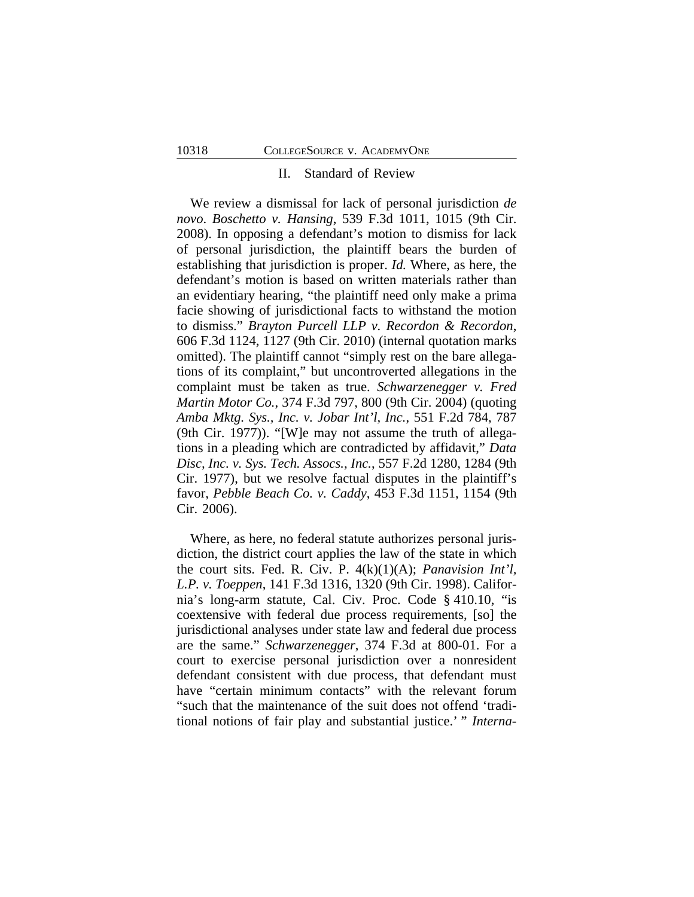## II. Standard of Review

We review a dismissal for lack of personal jurisdiction *de novo*. *Boschetto v. Hansing*, 539 F.3d 1011, 1015 (9th Cir. 2008). In opposing a defendant's motion to dismiss for lack of personal jurisdiction, the plaintiff bears the burden of establishing that jurisdiction is proper. *Id.* Where, as here, the defendant's motion is based on written materials rather than an evidentiary hearing, "the plaintiff need only make a prima facie showing of jurisdictional facts to withstand the motion to dismiss." *Brayton Purcell LLP v. Recordon & Recordon*, 606 F.3d 1124, 1127 (9th Cir. 2010) (internal quotation marks omitted). The plaintiff cannot "simply rest on the bare allegations of its complaint," but uncontroverted allegations in the complaint must be taken as true. *Schwarzenegger v. Fred Martin Motor Co.*, 374 F.3d 797, 800 (9th Cir. 2004) (quoting *Amba Mktg. Sys., Inc. v. Jobar Int'l, Inc.*, 551 F.2d 784, 787 (9th Cir. 1977)). "[W]e may not assume the truth of allegations in a pleading which are contradicted by affidavit," *Data Disc, Inc. v. Sys. Tech. Assocs., Inc.*, 557 F.2d 1280, 1284 (9th Cir. 1977), but we resolve factual disputes in the plaintiff's favor, *Pebble Beach Co. v. Caddy*, 453 F.3d 1151, 1154 (9th Cir. 2006).

Where, as here, no federal statute authorizes personal jurisdiction, the district court applies the law of the state in which the court sits. Fed. R. Civ. P. 4(k)(1)(A); *Panavision Int'l, L.P. v. Toeppen*, 141 F.3d 1316, 1320 (9th Cir. 1998). California's long-arm statute, Cal. Civ. Proc. Code § 410.10, "is coextensive with federal due process requirements, [so] the jurisdictional analyses under state law and federal due process are the same." *Schwarzenegger*, 374 F.3d at 800-01. For a court to exercise personal jurisdiction over a nonresident defendant consistent with due process, that defendant must have "certain minimum contacts" with the relevant forum "such that the maintenance of the suit does not offend 'traditional notions of fair play and substantial justice.' " *Interna-*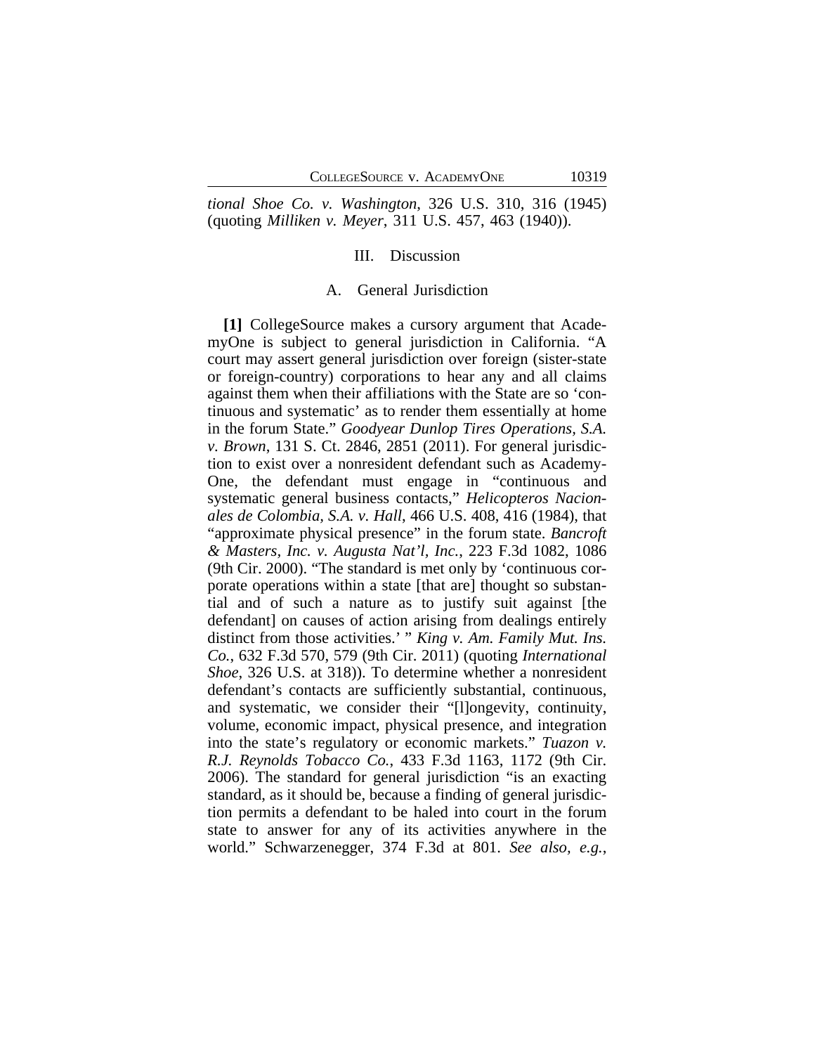*tional Shoe Co. v. Washington*, 326 U.S. 310, 316 (1945) (quoting *Milliken v. Meyer*, 311 U.S. 457, 463 (1940)).

## III. Discussion

### A. General Jurisdiction

**[1]** CollegeSource makes a cursory argument that AcademyOne is subject to general jurisdiction in California. "A court may assert general jurisdiction over foreign (sister-state or foreign-country) corporations to hear any and all claims against them when their affiliations with the State are so 'continuous and systematic' as to render them essentially at home in the forum State." *Goodyear Dunlop Tires Operations, S.A. v. Brown*, 131 S. Ct. 2846, 2851 (2011). For general jurisdiction to exist over a nonresident defendant such as AcademyOne, the defendant must engage in "continuous and systematic general business contacts," *Helicopteros Nacionales de Colombia, S.A. v. Hall*, 466 U.S. 408, 416 (1984), that "approximate physical presence" in the forum state. *Bancroft & Masters, Inc. v. Augusta Nat'l, Inc.*, 223 F.3d 1082, 1086 (9th Cir. 2000). "The standard is met only by 'continuous corporate operations within a state [that are] thought so substantial and of such a nature as to justify suit against [the defendant] on causes of action arising from dealings entirely distinct from those activities.' " *King v. Am. Family Mut. Ins. Co.*, 632 F.3d 570, 579 (9th Cir. 2011) (quoting *International Shoe*, 326 U.S. at 318)). To determine whether a nonresident defendant's contacts are sufficiently substantial, continuous, and systematic, we consider their "[l]ongevity, continuity, volume, economic impact, physical presence, and integration into the state's regulatory or economic markets." *Tuazon v. R.J. Reynolds Tobacco Co.*, 433 F.3d 1163, 1172 (9th Cir. 2006). The standard for general jurisdiction "is an exacting standard, as it should be, because a finding of general jurisdiction permits a defendant to be haled into court in the forum state to answer for any of its activities anywhere in the world." Schwarzenegger, 374 F.3d at 801. *See also, e.g.*,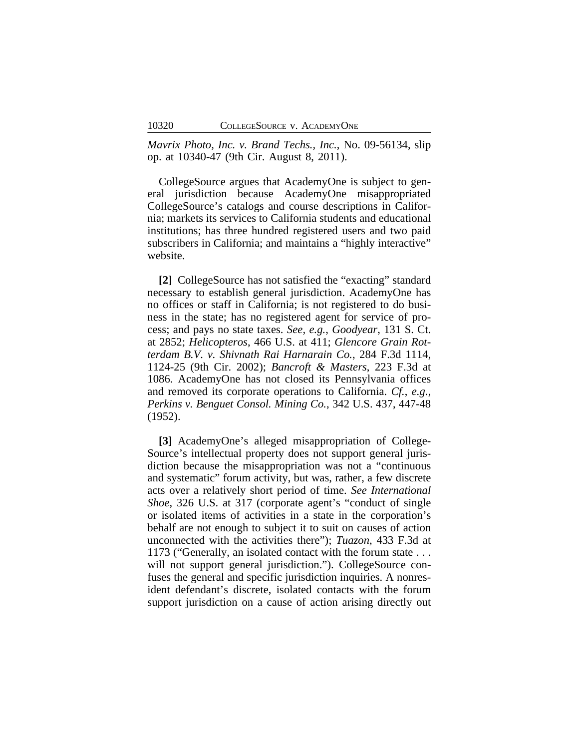*Mavrix Photo, Inc. v. Brand Techs., Inc.*, No. 09-56134, slip op. at 10340-47 (9th Cir. August 8, 2011).

CollegeSource argues that AcademyOne is subject to general jurisdiction because AcademyOne misappropriated CollegeSource's catalogs and course descriptions in California; markets its services to California students and educational institutions; has three hundred registered users and two paid subscribers in California; and maintains a "highly interactive" website.

**[2]** CollegeSource has not satisfied the "exacting" standard necessary to establish general jurisdiction. AcademyOne has no offices or staff in California; is not registered to do business in the state; has no registered agent for service of process; and pays no state taxes. *See, e.g.*, *Goodyear*, 131 S. Ct. at 2852; *Helicopteros*, 466 U.S. at 411; *Glencore Grain Rotterdam B.V. v. Shivnath Rai Harnarain Co.*, 284 F.3d 1114, 1124-25 (9th Cir. 2002); *Bancroft & Masters*, 223 F.3d at 1086. AcademyOne has not closed its Pennsylvania offices and removed its corporate operations to California. *Cf., e.g.*, *Perkins v. Benguet Consol. Mining Co.*, 342 U.S. 437, 447-48 (1952).

**[3]** AcademyOne's alleged misappropriation of CollegeSource's intellectual property does not support general jurisdiction because the misappropriation was not a "continuous and systematic" forum activity, but was, rather, a few discrete acts over a relatively short period of time. *See International Shoe*, 326 U.S. at 317 (corporate agent's "conduct of single or isolated items of activities in a state in the corporation's behalf are not enough to subject it to suit on causes of action unconnected with the activities there"); *Tuazon*, 433 F.3d at 1173 ("Generally, an isolated contact with the forum state . . . will not support general jurisdiction."). CollegeSource confuses the general and specific jurisdiction inquiries. A nonresident defendant's discrete, isolated contacts with the forum support jurisdiction on a cause of action arising directly out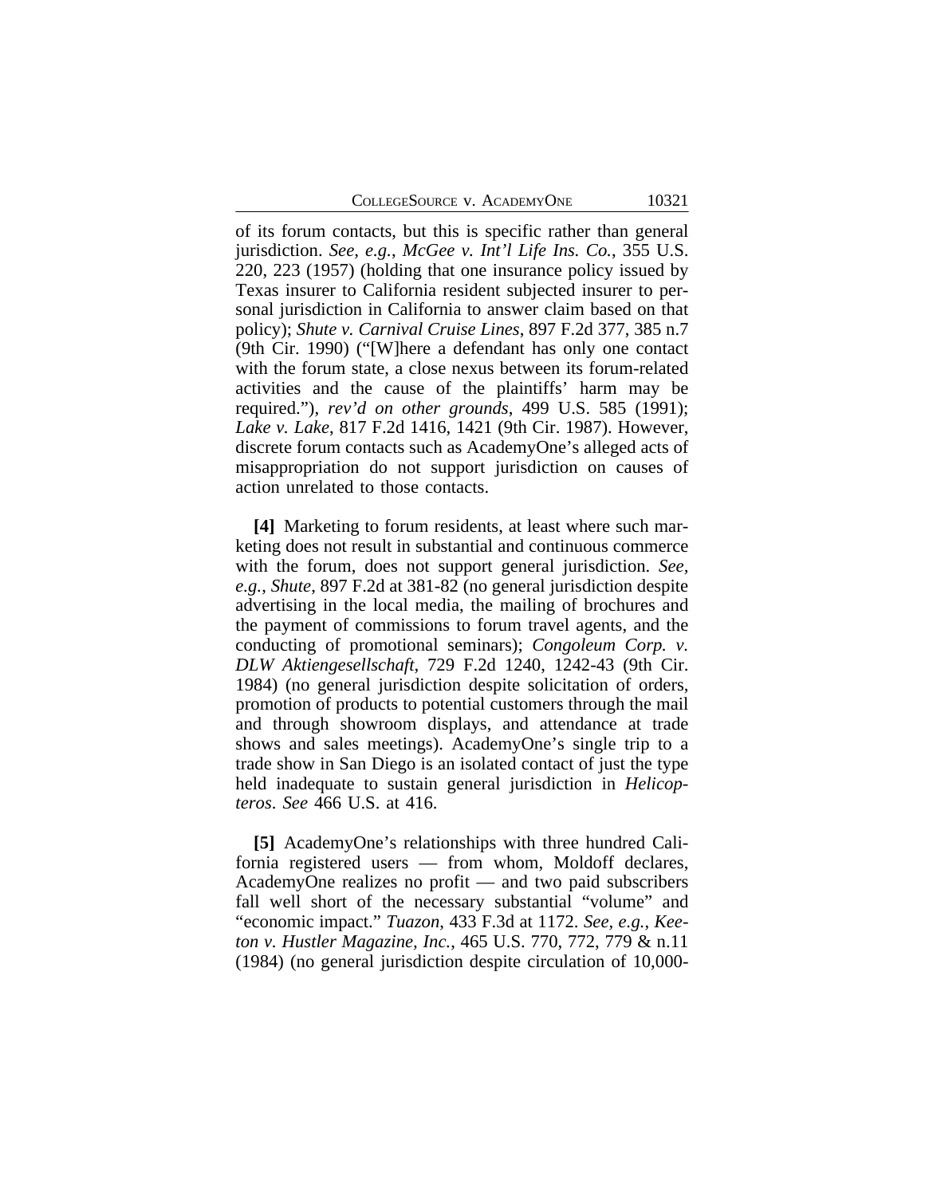of its forum contacts, but this is specific rather than general jurisdiction. *See, e.g.*, *McGee v. Int'l Life Ins. Co.*, 355 U.S. 220, 223 (1957) (holding that one insurance policy issued by Texas insurer to California resident subjected insurer to personal jurisdiction in California to answer claim based on that policy); *Shute v. Carnival Cruise Lines*, 897 F.2d 377, 385 n.7 (9th Cir. 1990) ("[W]here a defendant has only one contact with the forum state, a close nexus between its forum-related activities and the cause of the plaintiffs' harm may be required."), *rev'd on other grounds*, 499 U.S. 585 (1991); *Lake v. Lake*, 817 F.2d 1416, 1421 (9th Cir. 1987). However, discrete forum contacts such as AcademyOne's alleged acts of misappropriation do not support jurisdiction on causes of action unrelated to those contacts.

**[4]** Marketing to forum residents, at least where such marketing does not result in substantial and continuous commerce with the forum, does not support general jurisdiction. *See, e.g.*, *Shute*, 897 F.2d at 381-82 (no general jurisdiction despite advertising in the local media, the mailing of brochures and the payment of commissions to forum travel agents, and the conducting of promotional seminars); *Congoleum Corp. v. DLW Aktiengesellschaft*, 729 F.2d 1240, 1242-43 (9th Cir. 1984) (no general jurisdiction despite solicitation of orders, promotion of products to potential customers through the mail and through showroom displays, and attendance at trade shows and sales meetings). AcademyOne's single trip to a trade show in San Diego is an isolated contact of just the type held inadequate to sustain general jurisdiction in *Helicopteros*. *See* 466 U.S. at 416.

**[5]** AcademyOne's relationships with three hundred California registered users — from whom, Moldoff declares, AcademyOne realizes no profit — and two paid subscribers fall well short of the necessary substantial "volume" and "economic impact." *Tuazon*, 433 F.3d at 1172. *See, e.g.*, *Keeton v. Hustler Magazine, Inc.*, 465 U.S. 770, 772, 779 & n.11 (1984) (no general jurisdiction despite circulation of 10,000-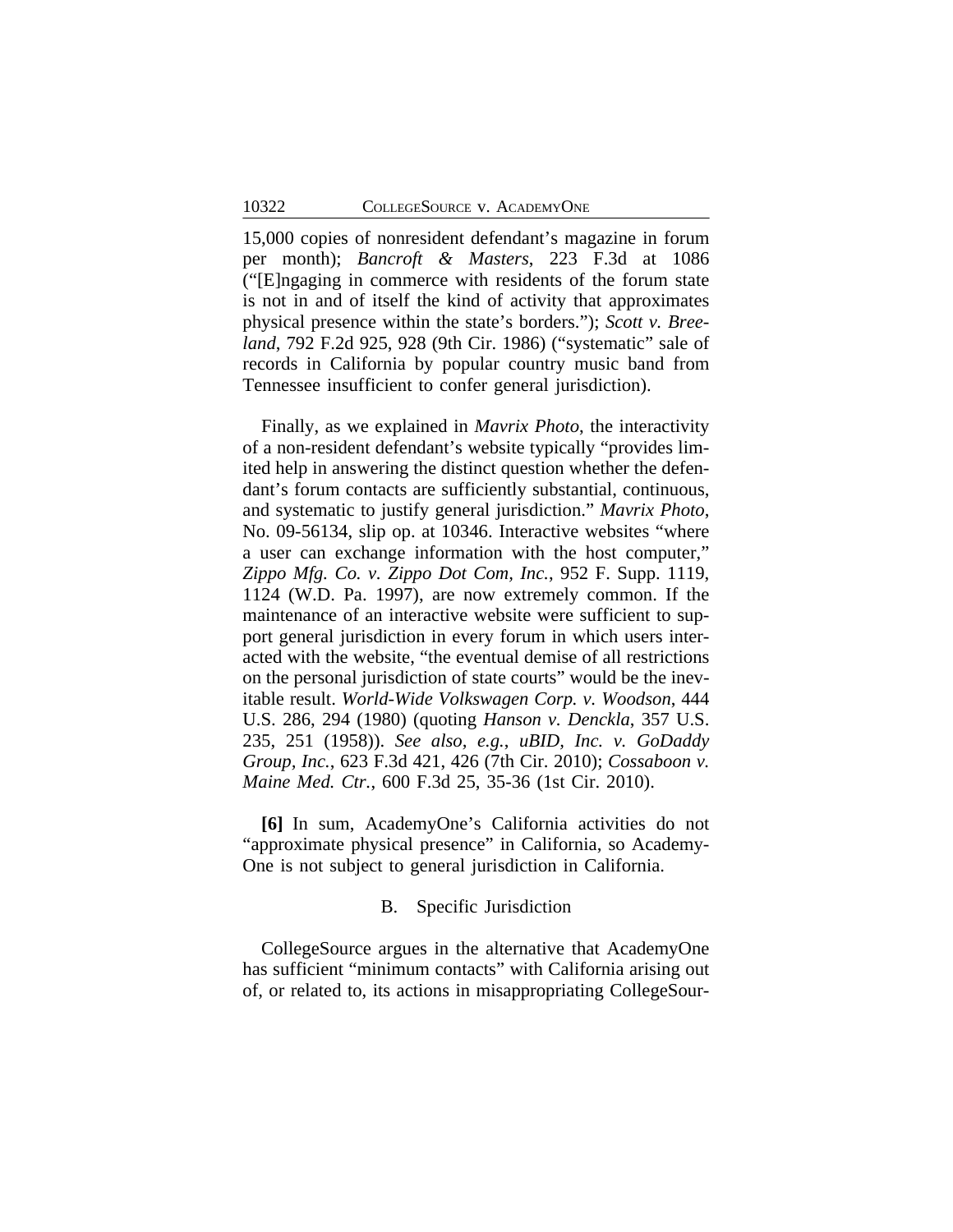15,000 copies of nonresident defendant's magazine in forum per month); *Bancroft & Masters*, 223 F.3d at 1086 ("[E]ngaging in commerce with residents of the forum state is not in and of itself the kind of activity that approximates physical presence within the state's borders."); *Scott v. Breeland*, 792 F.2d 925, 928 (9th Cir. 1986) ("systematic" sale of records in California by popular country music band from Tennessee insufficient to confer general jurisdiction).

Finally, as we explained in *Mavrix Photo*, the interactivity of a non-resident defendant's website typically "provides limited help in answering the distinct question whether the defendant's forum contacts are sufficiently substantial, continuous, and systematic to justify general jurisdiction." *Mavrix Photo*, No. 09-56134, slip op. at 10346. Interactive websites "where a user can exchange information with the host computer," *Zippo Mfg. Co. v. Zippo Dot Com, Inc.*, 952 F. Supp. 1119, 1124 (W.D. Pa. 1997), are now extremely common. If the maintenance of an interactive website were sufficient to support general jurisdiction in every forum in which users interacted with the website, "the eventual demise of all restrictions on the personal jurisdiction of state courts" would be the inevitable result. *World-Wide Volkswagen Corp. v. Woodson*, 444 U.S. 286, 294 (1980) (quoting *Hanson v. Denckla*, 357 U.S. 235, 251 (1958)). *See also, e.g.*, *uBID, Inc. v. GoDaddy Group, Inc.*, 623 F.3d 421, 426 (7th Cir. 2010); *Cossaboon v. Maine Med. Ctr.*, 600 F.3d 25, 35-36 (1st Cir. 2010).

**[6]** In sum, AcademyOne's California activities do not "approximate physical presence" in California, so AcademyOne is not subject to general jurisdiction in California.

### B. Specific Jurisdiction

CollegeSource argues in the alternative that AcademyOne has sufficient "minimum contacts" with California arising out of, or related to, its actions in misappropriating CollegeSour-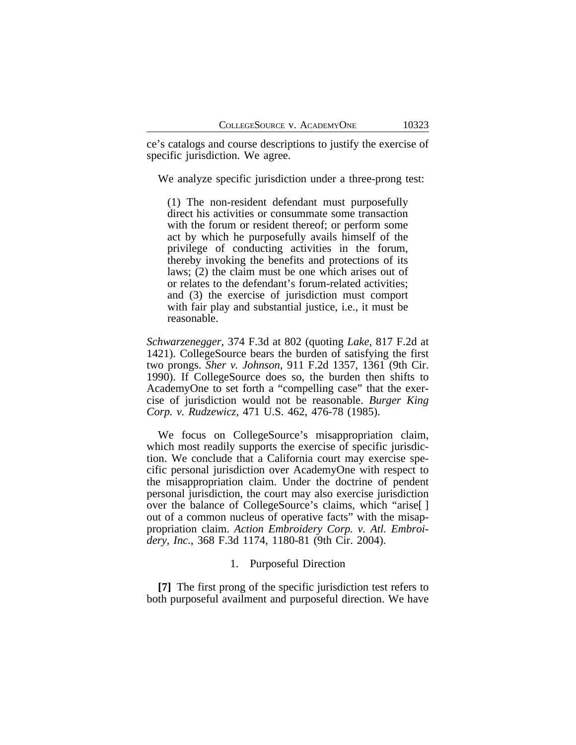ce's catalogs and course descriptions to justify the exercise of specific jurisdiction. We agree.

We analyze specific jurisdiction under a three-prong test:

> (1) The non-resident defendant must purposefully direct his activities or consummate some transaction with the forum or resident thereof; or perform some act by which he purposefully avails himself of the privilege of conducting activities in the forum, thereby invoking the benefits and protections of its laws; (2) the claim must be one which arises out of or relates to the defendant's forum-related activities; and (3) the exercise of jurisdiction must comport with fair play and substantial justice, i.e., it must be reasonable.

*Schwarzenegger*, 374 F.3d at 802 (quoting *Lake*, 817 F.2d at 1421). CollegeSource bears the burden of satisfying the first two prongs. *Sher v. Johnson*, 911 F.2d 1357, 1361 (9th Cir. 1990). If CollegeSource does so, the burden then shifts to AcademyOne to set forth a "compelling case" that the exercise of jurisdiction would not be reasonable. *Burger King Corp. v. Rudzewicz*, 471 U.S. 462, 476-78 (1985).

We focus on CollegeSource's misappropriation claim, which most readily supports the exercise of specific jurisdiction. We conclude that a California court may exercise specific personal jurisdiction over AcademyOne with respect to the misappropriation claim. Under the doctrine of pendent personal jurisdiction, the court may also exercise jurisdiction over the balance of CollegeSource's claims, which "arise[ ] out of a common nucleus of operative facts" with the misappropriation claim. *Action Embroidery Corp. v. Atl. Embroidery, Inc.*, 368 F.3d 1174, 1180-81 (9th Cir. 2004).

1. Purposeful Direction

**[7]** The first prong of the specific jurisdiction test refers to both purposeful availment and purposeful direction. We have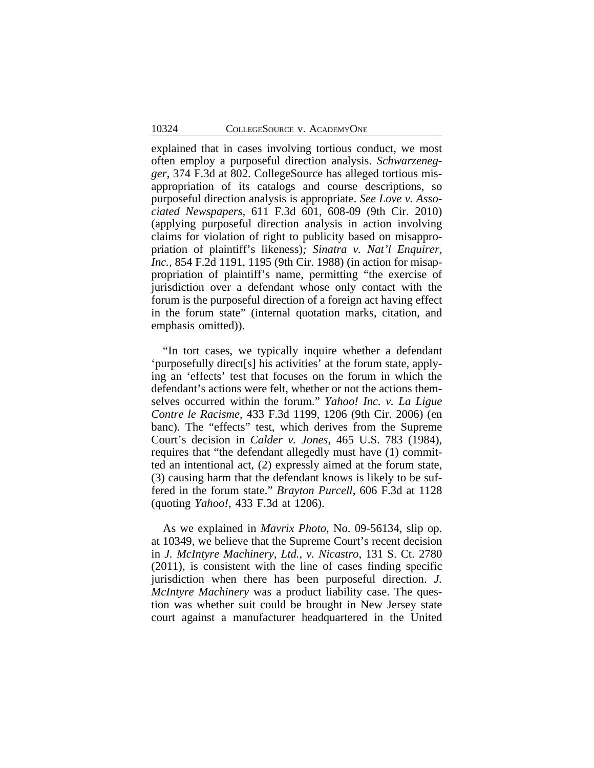explained that in cases involving tortious conduct, we most often employ a purposeful direction analysis. *Schwarzenegger*, 374 F.3d at 802. CollegeSource has alleged tortious misappropriation of its catalogs and course descriptions, so purposeful direction analysis is appropriate. *See Love v. Associated Newspapers*, 611 F.3d 601, 608-09 (9th Cir. 2010) (applying purposeful direction analysis in action involving claims for violation of right to publicity based on misappropriation of plaintiff's likeness)*; Sinatra v. Nat'l Enquirer, Inc.*, 854 F.2d 1191, 1195 (9th Cir. 1988) (in action for misappropriation of plaintiff's name, permitting "the exercise of jurisdiction over a defendant whose only contact with the forum is the purposeful direction of a foreign act having effect in the forum state" (internal quotation marks, citation, and emphasis omitted)).

"In tort cases, we typically inquire whether a defendant 'purposefully direct[s] his activities' at the forum state, applying an 'effects' test that focuses on the forum in which the defendant's actions were felt, whether or not the actions themselves occurred within the forum." *Yahoo! Inc. v. La Ligue Contre le Racisme*, 433 F.3d 1199, 1206 (9th Cir. 2006) (en banc). The "effects" test, which derives from the Supreme Court's decision in *Calder v. Jones*, 465 U.S. 783 (1984), requires that "the defendant allegedly must have (1) committed an intentional act, (2) expressly aimed at the forum state, (3) causing harm that the defendant knows is likely to be suffered in the forum state." *Brayton Purcell*, 606 F.3d at 1128 (quoting *Yahoo!*, 433 F.3d at 1206).

As we explained in *Mavrix Photo*, No. 09-56134, slip op. at 10349, we believe that the Supreme Court's recent decision in *J. McIntyre Machinery, Ltd., v. Nicastro*, 131 S. Ct. 2780 (2011), is consistent with the line of cases finding specific jurisdiction when there has been purposeful direction. *J. McIntyre Machinery* was a product liability case. The question was whether suit could be brought in New Jersey state court against a manufacturer headquartered in the United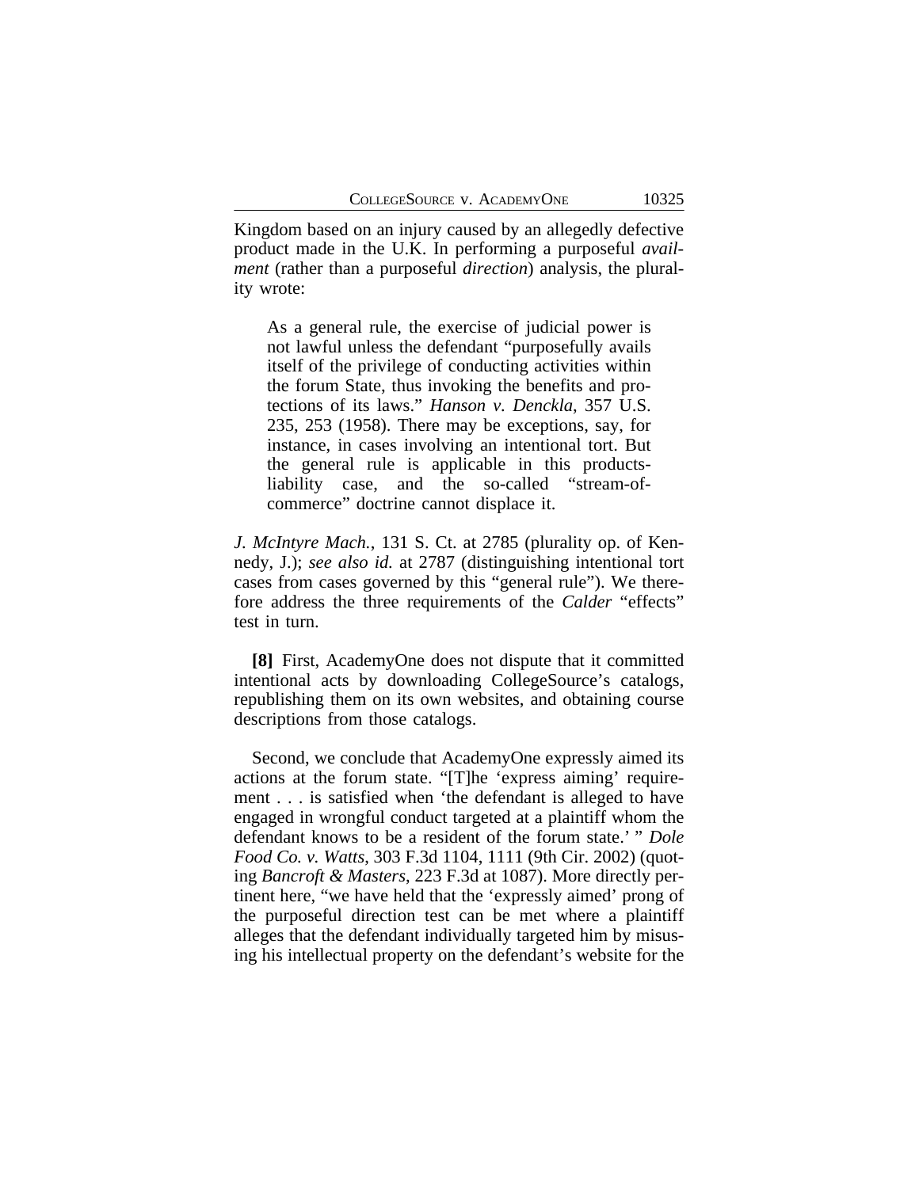Kingdom based on an injury caused by an allegedly defective product made in the U.K. In performing a purposeful *availment* (rather than a purposeful *direction*) analysis, the plurality wrote:

> As a general rule, the exercise of judicial power is not lawful unless the defendant "purposefully avails itself of the privilege of conducting activities within the forum State, thus invoking the benefits and protections of its laws." *Hanson v. Denckla*, 357 U.S. 235, 253 (1958). There may be exceptions, say, for instance, in cases involving an intentional tort. But the general rule is applicable in this products-liability case, and the so-called "stream-of-commerce" doctrine cannot displace it.

*J. McIntyre Mach.*, 131 S. Ct. at 2785 (plurality op. of Kennedy, J.); *see also id.* at 2787 (distinguishing intentional tort cases from cases governed by this "general rule"). We therefore address the three requirements of the *Calder* "effects" test in turn.

**[8]** First, AcademyOne does not dispute that it committed intentional acts by downloading CollegeSource's catalogs, republishing them on its own websites, and obtaining course descriptions from those catalogs.

Second, we conclude that AcademyOne expressly aimed its actions at the forum state. "[T]he 'express aiming' requirement . . . is satisfied when 'the defendant is alleged to have engaged in wrongful conduct targeted at a plaintiff whom the defendant knows to be a resident of the forum state.' " *Dole Food Co. v. Watts*, 303 F.3d 1104, 1111 (9th Cir. 2002) (quoting *Bancroft & Masters*, 223 F.3d at 1087). More directly pertinent here, "we have held that the 'expressly aimed' prong of the purposeful direction test can be met where a plaintiff alleges that the defendant individually targeted him by misusing his intellectual property on the defendant's website for the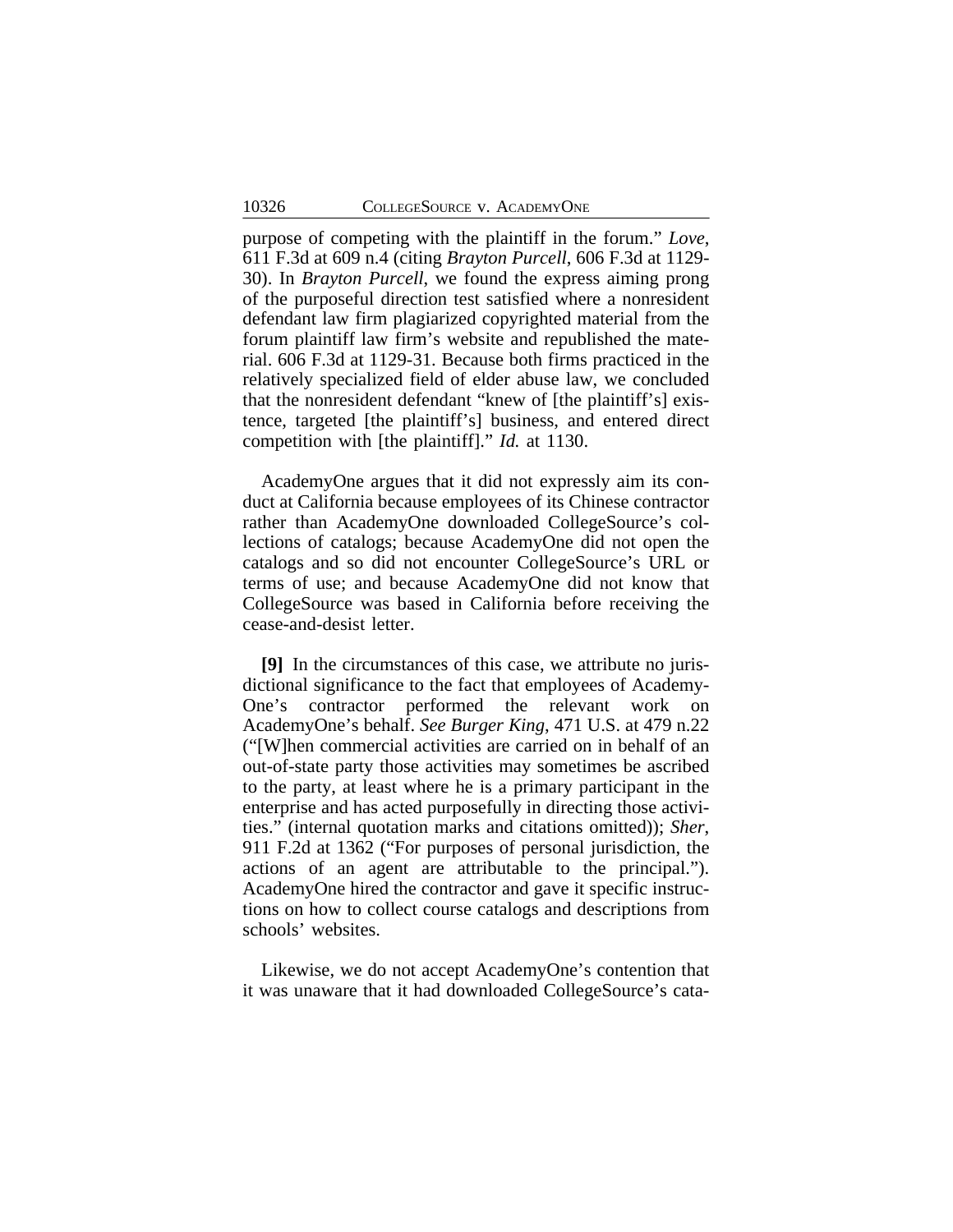purpose of competing with the plaintiff in the forum." *Love*, 611 F.3d at 609 n.4 (citing *Brayton Purcell*, 606 F.3d at 1129-30). In *Brayton Purcell*, we found the express aiming prong of the purposeful direction test satisfied where a nonresident defendant law firm plagiarized copyrighted material from the forum plaintiff law firm's website and republished the material. 606 F.3d at 1129-31. Because both firms practiced in the relatively specialized field of elder abuse law, we concluded that the nonresident defendant "knew of [the plaintiff's] existence, targeted [the plaintiff's] business, and entered direct competition with [the plaintiff]." *Id.* at 1130.

AcademyOne argues that it did not expressly aim its conduct at California because employees of its Chinese contractor rather than AcademyOne downloaded CollegeSource's collections of catalogs; because AcademyOne did not open the catalogs and so did not encounter CollegeSource's URL or terms of use; and because AcademyOne did not know that CollegeSource was based in California before receiving the cease-and-desist letter.

**[9]** In the circumstances of this case, we attribute no jurisdictional significance to the fact that employees of AcademyOne's contractor performed the relevant work on AcademyOne's behalf. *See Burger King*, 471 U.S. at 479 n.22 ("[W]hen commercial activities are carried on in behalf of an out-of-state party those activities may sometimes be ascribed to the party, at least where he is a primary participant in the enterprise and has acted purposefully in directing those activities." (internal quotation marks and citations omitted)); *Sher*, 911 F.2d at 1362 ("For purposes of personal jurisdiction, the actions of an agent are attributable to the principal."). AcademyOne hired the contractor and gave it specific instructions on how to collect course catalogs and descriptions from schools' websites.

Likewise, we do not accept AcademyOne's contention that it was unaware that it had downloaded CollegeSource's cata-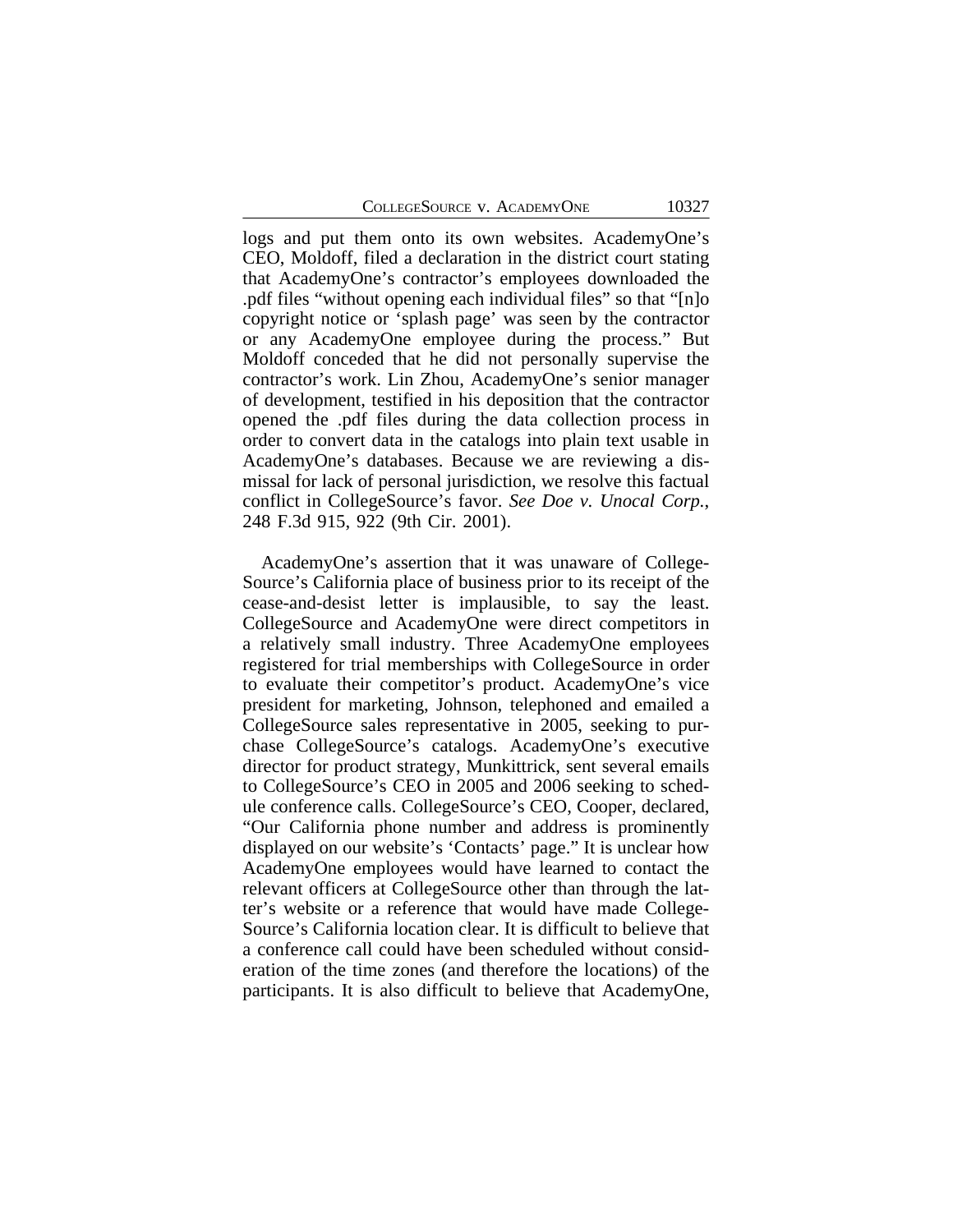logs and put them onto its own websites. AcademyOne's CEO, Moldoff, filed a declaration in the district court stating that AcademyOne's contractor's employees downloaded the .pdf files "without opening each individual files" so that "[n]o copyright notice or 'splash page' was seen by the contractor or any AcademyOne employee during the process." But Moldoff conceded that he did not personally supervise the contractor's work. Lin Zhou, AcademyOne's senior manager of development, testified in his deposition that the contractor opened the .pdf files during the data collection process in order to convert data in the catalogs into plain text usable in AcademyOne's databases. Because we are reviewing a dismissal for lack of personal jurisdiction, we resolve this factual conflict in CollegeSource's favor. *See Doe v. Unocal Corp.*, 248 F.3d 915, 922 (9th Cir. 2001).

AcademyOne's assertion that it was unaware of CollegeSource's California place of business prior to its receipt of the cease-and-desist letter is implausible, to say the least. CollegeSource and AcademyOne were direct competitors in a relatively small industry. Three AcademyOne employees registered for trial memberships with CollegeSource in order to evaluate their competitor's product. AcademyOne's vice president for marketing, Johnson, telephoned and emailed a CollegeSource sales representative in 2005, seeking to purchase CollegeSource's catalogs. AcademyOne's executive director for product strategy, Munkittrick, sent several emails to CollegeSource's CEO in 2005 and 2006 seeking to schedule conference calls. CollegeSource's CEO, Cooper, declared, "Our California phone number and address is prominently displayed on our website's 'Contacts' page." It is unclear how AcademyOne employees would have learned to contact the relevant officers at CollegeSource other than through the latter's website or a reference that would have made CollegeSource's California location clear. It is difficult to believe that a conference call could have been scheduled without consideration of the time zones (and therefore the locations) of the participants. It is also difficult to believe that AcademyOne,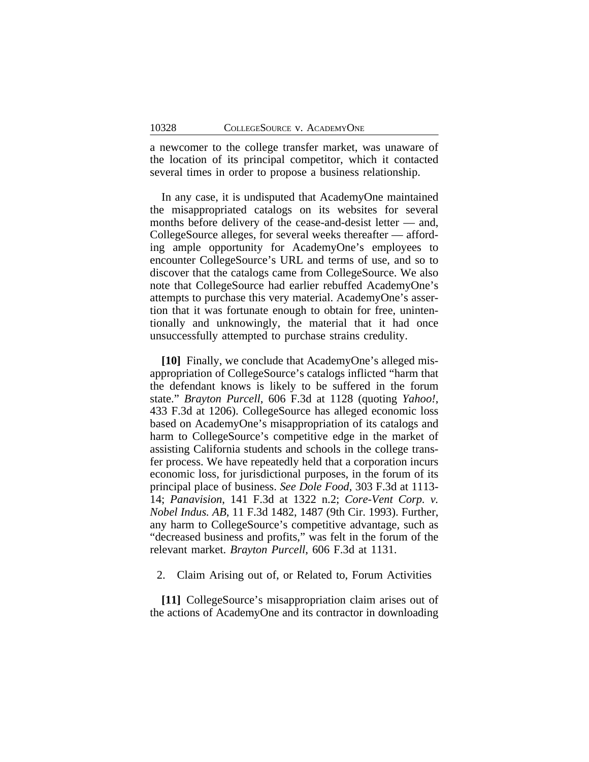a newcomer to the college transfer market, was unaware of the location of its principal competitor, which it contacted several times in order to propose a business relationship.

In any case, it is undisputed that AcademyOne maintained the misappropriated catalogs on its websites for several months before delivery of the cease-and-desist letter — and, CollegeSource alleges, for several weeks thereafter — affording ample opportunity for AcademyOne's employees to encounter CollegeSource's URL and terms of use, and so to discover that the catalogs came from CollegeSource. We also note that CollegeSource had earlier rebuffed AcademyOne's attempts to purchase this very material. AcademyOne's assertion that it was fortunate enough to obtain for free, unintentionally and unknowingly, the material that it had once unsuccessfully attempted to purchase strains credulity.

**[10]** Finally, we conclude that AcademyOne's alleged misappropriation of CollegeSource's catalogs inflicted "harm that the defendant knows is likely to be suffered in the forum state." *Brayton Purcell*, 606 F.3d at 1128 (quoting *Yahoo!*, 433 F.3d at 1206). CollegeSource has alleged economic loss based on AcademyOne's misappropriation of its catalogs and harm to CollegeSource's competitive edge in the market of assisting California students and schools in the college transfer process. We have repeatedly held that a corporation incurs economic loss, for jurisdictional purposes, in the forum of its principal place of business. *See Dole Food*, 303 F.3d at 1113-14; *Panavision*, 141 F.3d at 1322 n.2; *Core-Vent Corp. v. Nobel Indus. AB*, 11 F.3d 1482, 1487 (9th Cir. 1993). Further, any harm to CollegeSource's competitive advantage, such as "decreased business and profits," was felt in the forum of the relevant market. *Brayton Purcell*, 606 F.3d at 1131.

2. Claim Arising out of, or Related to, Forum Activities

**[11]** CollegeSource's misappropriation claim arises out of the actions of AcademyOne and its contractor in downloading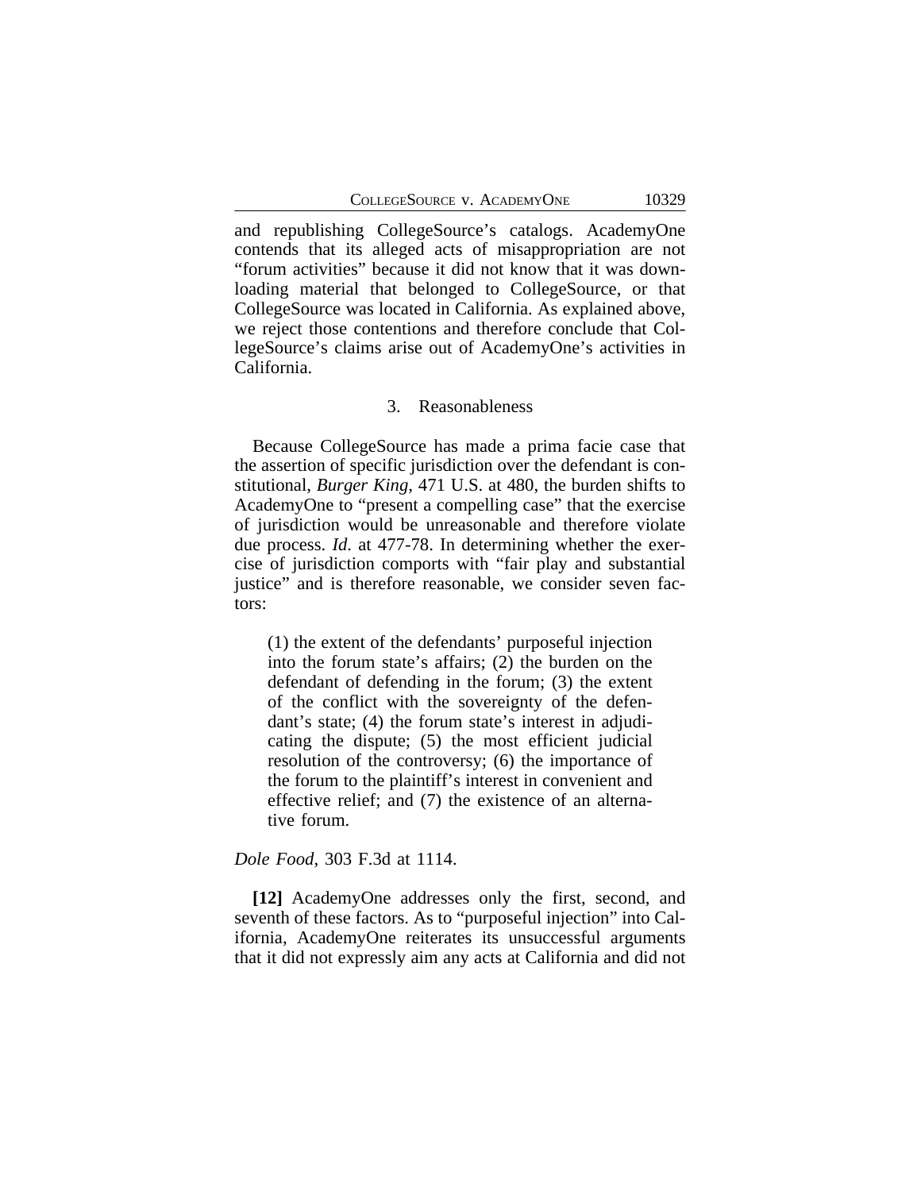and republishing CollegeSource's catalogs. AcademyOne contends that its alleged acts of misappropriation are not "forum activities" because it did not know that it was downloading material that belonged to CollegeSource, or that CollegeSource was located in California. As explained above, we reject those contentions and therefore conclude that CollegeSource's claims arise out of AcademyOne's activities in California.

### 3. Reasonableness

Because CollegeSource has made a prima facie case that the assertion of specific jurisdiction over the defendant is constitutional, *Burger King*, 471 U.S. at 480, the burden shifts to AcademyOne to "present a compelling case" that the exercise of jurisdiction would be unreasonable and therefore violate due process. *Id.* at 477-78. In determining whether the exercise of jurisdiction comports with "fair play and substantial justice" and is therefore reasonable, we consider seven factors:

> (1) the extent of the defendants' purposeful injection into the forum state's affairs; (2) the burden on the defendant of defending in the forum; (3) the extent of the conflict with the sovereignty of the defendant's state; (4) the forum state's interest in adjudicating the dispute; (5) the most efficient judicial resolution of the controversy; (6) the importance of the forum to the plaintiff's interest in convenient and effective relief; and (7) the existence of an alternative forum.

*Dole Food*, 303 F.3d at 1114.

**[12]** AcademyOne addresses only the first, second, and seventh of these factors. As to "purposeful injection" into California, AcademyOne reiterates its unsuccessful arguments that it did not expressly aim any acts at California and did not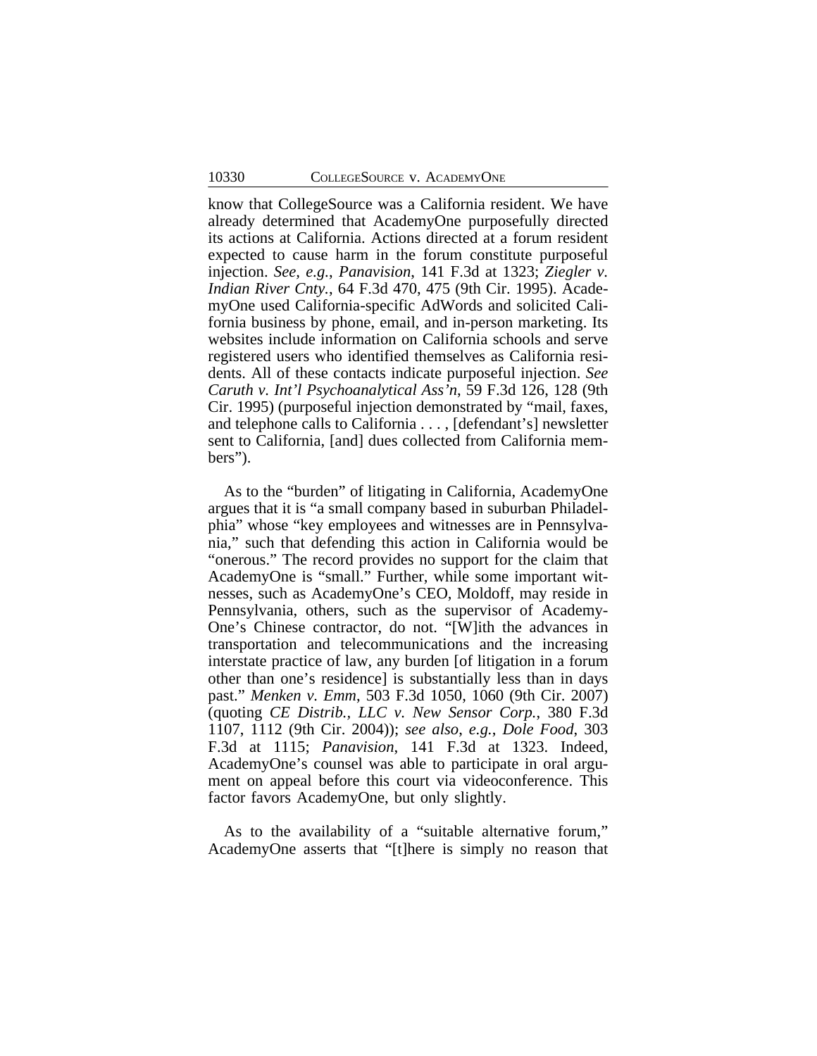know that CollegeSource was a California resident. We have already determined that AcademyOne purposefully directed its actions at California. Actions directed at a forum resident expected to cause harm in the forum constitute purposeful injection. *See, e.g.*, *Panavision*, 141 F.3d at 1323; *Ziegler v. Indian River Cnty.*, 64 F.3d 470, 475 (9th Cir. 1995). AcademyOne used California-specific AdWords and solicited California business by phone, email, and in-person marketing. Its websites include information on California schools and serve registered users who identified themselves as California residents. All of these contacts indicate purposeful injection. *See Caruth v. Int'l Psychoanalytical Ass'n*, 59 F.3d 126, 128 (9th Cir. 1995) (purposeful injection demonstrated by "mail, faxes, and telephone calls to California . . . , [defendant's] newsletter sent to California, [and] dues collected from California members").

As to the "burden" of litigating in California, AcademyOne argues that it is "a small company based in suburban Philadelphia" whose "key employees and witnesses are in Pennsylvania," such that defending this action in California would be "onerous." The record provides no support for the claim that AcademyOne is "small." Further, while some important witnesses, such as AcademyOne's CEO, Moldoff, may reside in Pennsylvania, others, such as the supervisor of AcademyOne's Chinese contractor, do not. "[W]ith the advances in transportation and telecommunications and the increasing interstate practice of law, any burden [of litigation in a forum other than one's residence] is substantially less than in days past." *Menken v. Emm*, 503 F.3d 1050, 1060 (9th Cir. 2007) (quoting *CE Distrib., LLC v. New Sensor Corp.*, 380 F.3d 1107, 1112 (9th Cir. 2004)); *see also*, *e.g.*, *Dole Food*, 303 F.3d at 1115; *Panavision*, 141 F.3d at 1323. Indeed, AcademyOne's counsel was able to participate in oral argument on appeal before this court via videoconference. This factor favors AcademyOne, but only slightly.

As to the availability of a "suitable alternative forum," AcademyOne asserts that "[t]here is simply no reason that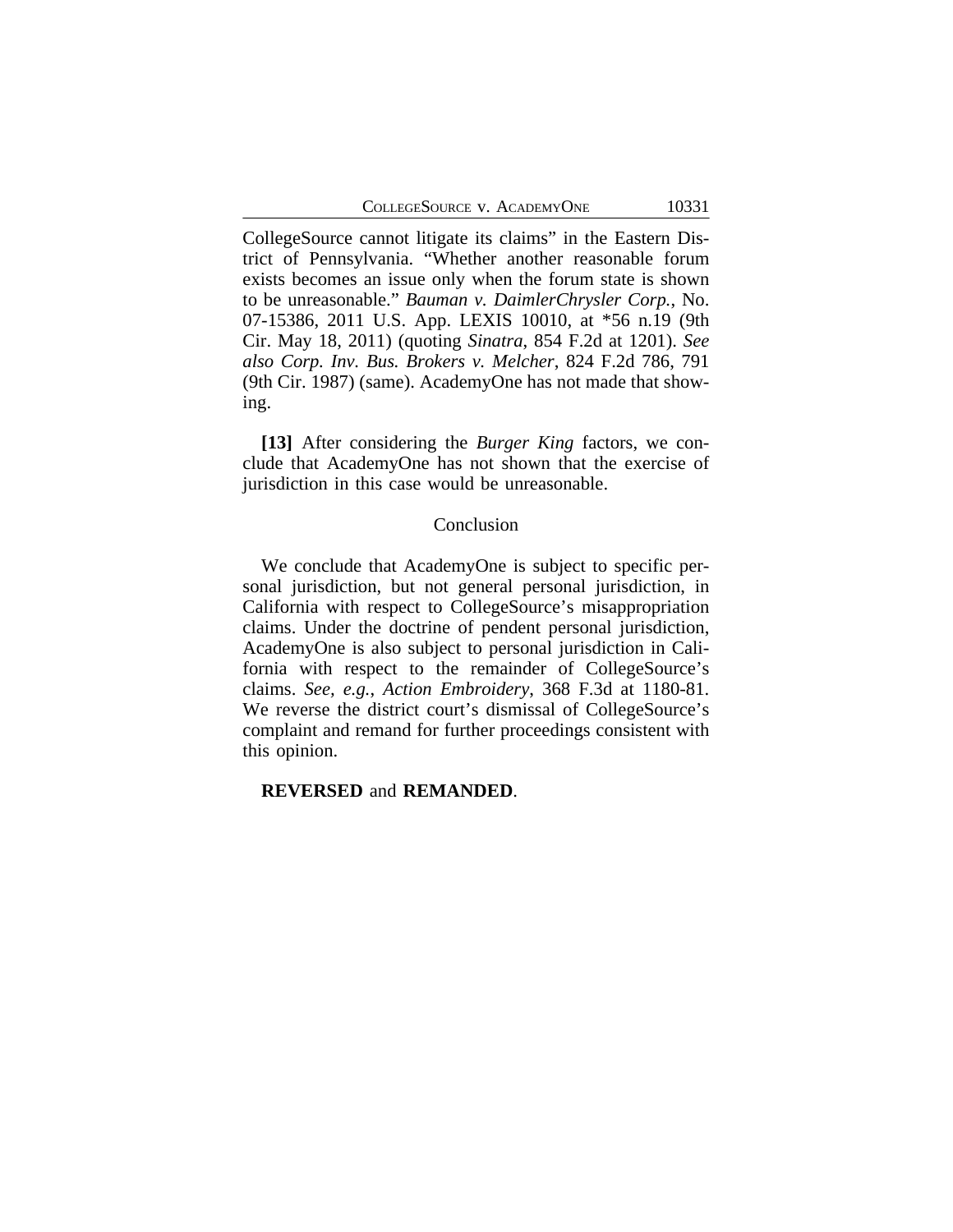CollegeSource cannot litigate its claims" in the Eastern District of Pennsylvania. "Whether another reasonable forum exists becomes an issue only when the forum state is shown to be unreasonable." *Bauman v. DaimlerChrysler Corp.*, No. 07-15386, 2011 U.S. App. LEXIS 10010, at *56 n.19 (9th Cir. May 18, 2011) (quoting *Sinatra*, 854 F.2d at 1201). *See also Corp. Inv. Bus. Brokers v. Melcher*, 824 F.2d 786, 791 (9th Cir. 1987) (same). AcademyOne has not made that showing.

**[13]** After considering the *Burger King* factors, we conclude that AcademyOne has not shown that the exercise of jurisdiction in this case would be unreasonable.

## Conclusion

We conclude that AcademyOne is subject to specific personal jurisdiction, but not general personal jurisdiction, in California with respect to CollegeSource's misappropriation claims. Under the doctrine of pendent personal jurisdiction, AcademyOne is also subject to personal jurisdiction in California with respect to the remainder of CollegeSource's claims. *See, e.g.*, *Action Embroidery*, 368 F.3d at 1180-81. We reverse the district court's dismissal of CollegeSource's complaint and remand for further proceedings consistent with this opinion.

**REVERSED** and **REMANDED**.